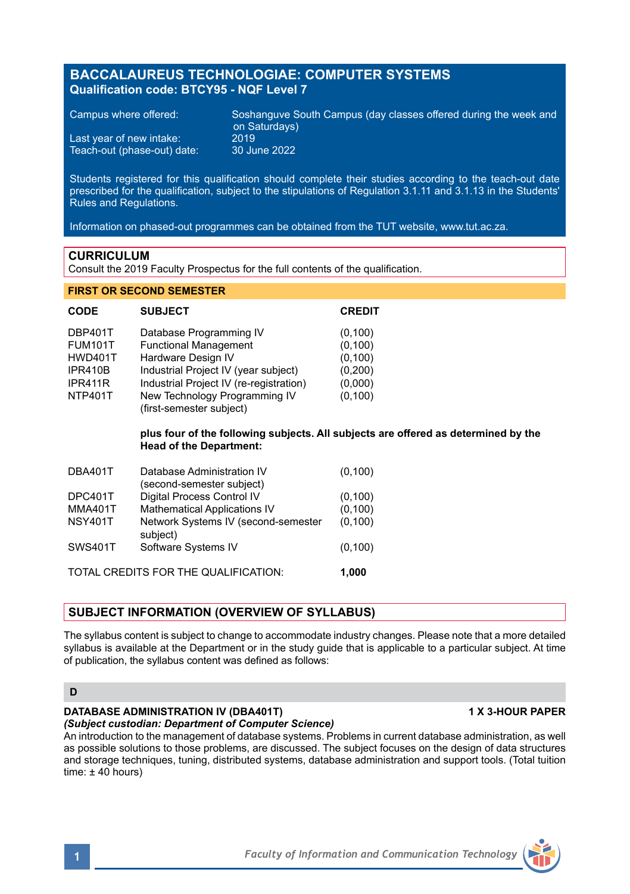# BACCALAUREUS TECHNOLOGIAE: COMPUTER SYSTEMS

**Qualification code: BTCY95 - NQF Level 7**

| | |
|---|---|
| Campus where offered: | Soshanguve South Campus (day classes offered during the week and on Saturdays) |
| Last year of new intake: | 2019 |
| Teach-out (phase-out) date: | 30 June 2022 |

Students registered for this qualification should complete their studies according to the teach-out date prescribed for the qualification, subject to the stipulations of Regulation 3.1.11 and 3.1.13 in the Students' Rules and Regulations.

Information on phased-out programmes can be obtained from the TUT website, www.tut.ac.za.

## CURRICULUM

Consult the 2019 Faculty Prospectus for the full contents of the qualification.

### FIRST OR SECOND SEMESTER

| CODE | SUBJECT | CREDIT |
|---|---|---|
| DBP401T | Database Programming IV | (0,100) |
| FUM101T | Functional Management | (0,100) |
| HWD401T | Hardware Design IV | (0,100) |
| IPR410B | Industrial Project IV (year subject) | (0,200) |
| IPR411R | Industrial Project IV (re-registration) | (0,000) |
| NTP401T | New Technology Programming IV (first-semester subject) | (0,100) |

**plus four of the following subjects. All subjects are offered as determined by the Head of the Department:**

| CODE | SUBJECT | CREDIT |
|---|---|---|
| DBA401T | Database Administration IV (second-semester subject) | (0,100) |
| DPC401T | Digital Process Control IV | (0,100) |
| MMA401T | Mathematical Applications IV | (0,100) |
| NSY401T | Network Systems IV (second-semester subject) | (0,100) |
| SWS401T | Software Systems IV | (0,100) |

TOTAL CREDITS FOR THE QUALIFICATION: **1,000**

## SUBJECT INFORMATION (OVERVIEW OF SYLLABUS)

The syllabus content is subject to change to accommodate industry changes. Please note that a more detailed syllabus is available at the Department or in the study guide that is applicable to a particular subject. At time of publication, the syllabus content was defined as follows:

### D

**DATABASE ADMINISTRATION IV (DBA401T)** **1 X 3-HOUR PAPER**

***(Subject custodian: Department of Computer Science)***

An introduction to the management of database systems. Problems in current database administration, as well as possible solutions to those problems, are discussed. The subject focuses on the design of data structures and storage techniques, tuning, distributed systems, database administration and support tools. (Total tuition time: ± 40 hours)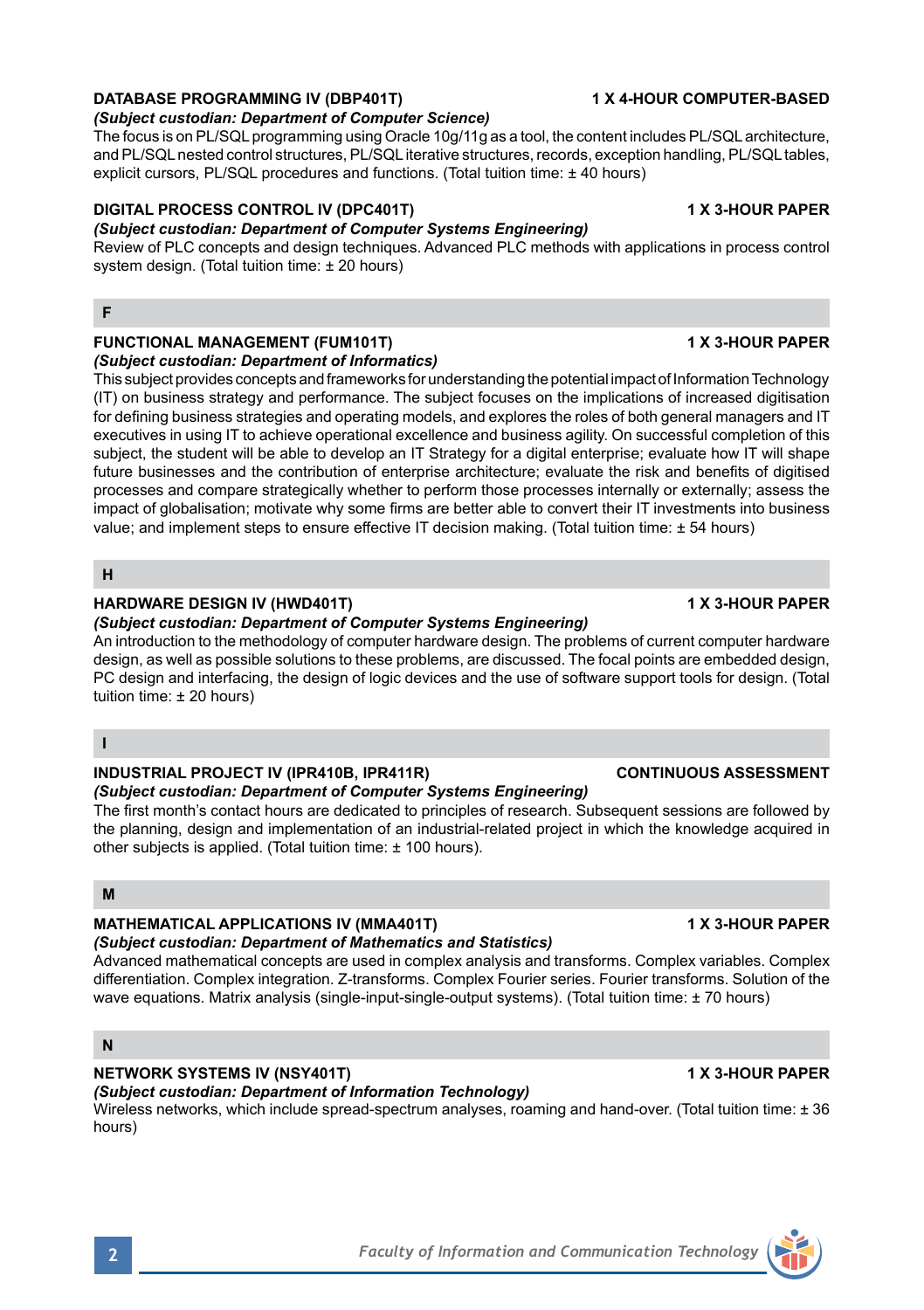**DATABASE PROGRAMMING IV (DBP401T)** **1 X 4-HOUR COMPUTER-BASED**

***(Subject custodian: Department of Computer Science)***

The focus is on PL/SQL programming using Oracle 10g/11g as a tool, the content includes PL/SQL architecture, and PL/SQL nested control structures, PL/SQL iterative structures, records, exception handling, PL/SQL tables, explicit cursors, PL/SQL procedures and functions. (Total tuition time: ± 40 hours)

**DIGITAL PROCESS CONTROL IV (DPC401T)** **1 X 3-HOUR PAPER**

***(Subject custodian: Department of Computer Systems Engineering)***

Review of PLC concepts and design techniques. Advanced PLC methods with applications in process control system design. (Total tuition time: ± 20 hours)

## F

**FUNCTIONAL MANAGEMENT (FUM101T)** **1 X 3-HOUR PAPER**

***(Subject custodian: Department of Informatics)***

This subject provides concepts and frameworks for understanding the potential impact of Information Technology (IT) on business strategy and performance. The subject focuses on the implications of increased digitisation for defining business strategies and operating models, and explores the roles of both general managers and IT executives in using IT to achieve operational excellence and business agility. On successful completion of this subject, the student will be able to develop an IT Strategy for a digital enterprise; evaluate how IT will shape future businesses and the contribution of enterprise architecture; evaluate the risk and benefits of digitised processes and compare strategically whether to perform those processes internally or externally; assess the impact of globalisation; motivate why some firms are better able to convert their IT investments into business value; and implement steps to ensure effective IT decision making. (Total tuition time: ± 54 hours)

## H

**HARDWARE DESIGN IV (HWD401T)** **1 X 3-HOUR PAPER**

***(Subject custodian: Department of Computer Systems Engineering)***

An introduction to the methodology of computer hardware design. The problems of current computer hardware design, as well as possible solutions to these problems, are discussed. The focal points are embedded design, PC design and interfacing, the design of logic devices and the use of software support tools for design. (Total tuition time: ± 20 hours)

## I

**INDUSTRIAL PROJECT IV (IPR410B, IPR411R)** **CONTINUOUS ASSESSMENT**

***(Subject custodian: Department of Computer Systems Engineering)***

The first month's contact hours are dedicated to principles of research. Subsequent sessions are followed by the planning, design and implementation of an industrial-related project in which the knowledge acquired in other subjects is applied. (Total tuition time: ± 100 hours).

## M

**MATHEMATICAL APPLICATIONS IV (MMA401T)** **1 X 3-HOUR PAPER**

***(Subject custodian: Department of Mathematics and Statistics)***

Advanced mathematical concepts are used in complex analysis and transforms. Complex variables. Complex differentiation. Complex integration. Z-transforms. Complex Fourier series. Fourier transforms. Solution of the wave equations. Matrix analysis (single-input-single-output systems). (Total tuition time: ± 70 hours)

## N

**NETWORK SYSTEMS IV (NSY401T)** **1 X 3-HOUR PAPER**

***(Subject custodian: Department of Information Technology)***

Wireless networks, which include spread-spectrum analyses, roaming and hand-over. (Total tuition time: ± 36 hours)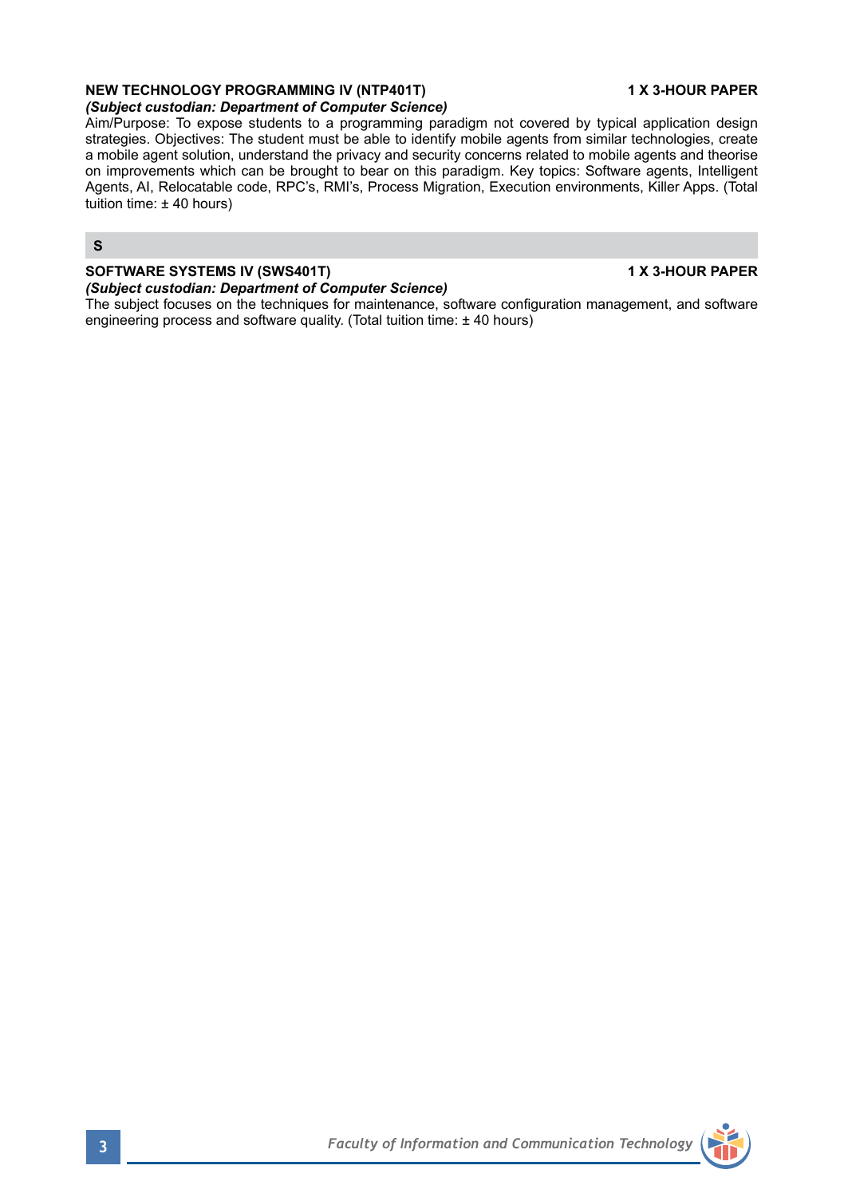**NEW TECHNOLOGY PROGRAMMING IV (NTP401T)** **1 X 3-HOUR PAPER**

***(Subject custodian: Department of Computer Science)***

Aim/Purpose: To expose students to a programming paradigm not covered by typical application design strategies. Objectives: The student must be able to identify mobile agents from similar technologies, create a mobile agent solution, understand the privacy and security concerns related to mobile agents and theorise on improvements which can be brought to bear on this paradigm. Key topics: Software agents, Intelligent Agents, AI, Relocatable code, RPC's, RMI's, Process Migration, Execution environments, Killer Apps. (Total tuition time: ± 40 hours)

## S

**SOFTWARE SYSTEMS IV (SWS401T)** **1 X 3-HOUR PAPER**

***(Subject custodian: Department of Computer Science)***

The subject focuses on the techniques for maintenance, software configuration management, and software engineering process and software quality. (Total tuition time: ± 40 hours)